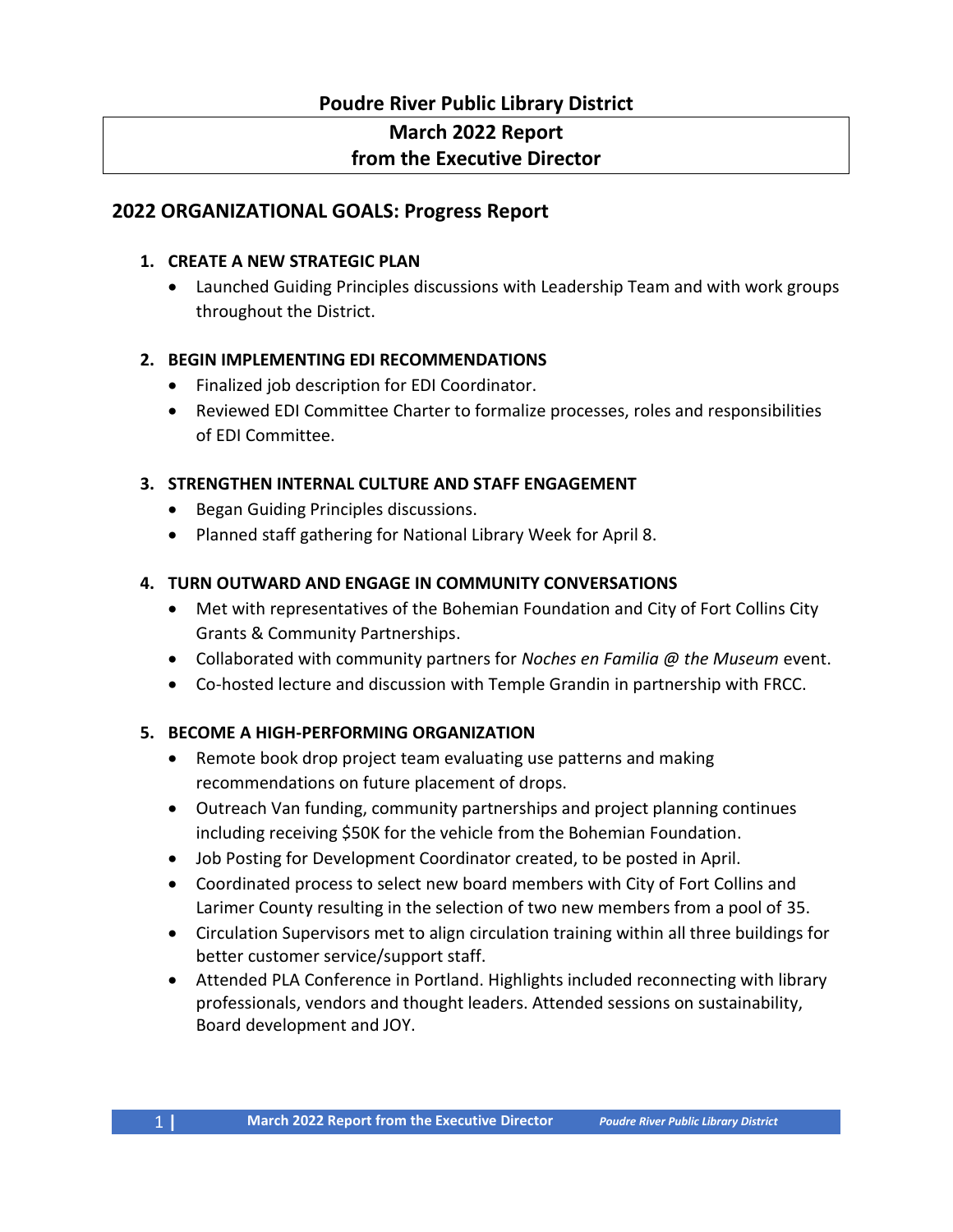# Poudre River Public Library District

## March 2022 Report from the Executive Director

## 2022 ORGANIZATIONAL GOALS: Progress Report

### 1. CREATE A NEW STRATEGIC PLAN

- Launched Guiding Principles discussions with Leadership Team and with work groups throughout the District.

### 2. BEGIN IMPLEMENTING EDI RECOMMENDATIONS

- Finalized job description for EDI Coordinator.
- Reviewed EDI Committee Charter to formalize processes, roles and responsibilities of EDI Committee.

### 3. STRENGTHEN INTERNAL CULTURE AND STAFF ENGAGEMENT

- Began Guiding Principles discussions.
- Planned staff gathering for National Library Week for April 8.

### 4. TURN OUTWARD AND ENGAGE IN COMMUNITY CONVERSATIONS

- Met with representatives of the Bohemian Foundation and City of Fort Collins City Grants & Community Partnerships.
- Collaborated with community partners for *Noches en Familia @ the Museum* event.
- Co-hosted lecture and discussion with Temple Grandin in partnership with FRCC.

### 5. BECOME A HIGH-PERFORMING ORGANIZATION

- Remote book drop project team evaluating use patterns and making recommendations on future placement of drops.
- Outreach Van funding, community partnerships and project planning continues including receiving $50K for the vehicle from the Bohemian Foundation.
- Job Posting for Development Coordinator created, to be posted in April.
- Coordinated process to select new board members with City of Fort Collins and Larimer County resulting in the selection of two new members from a pool of 35.
- Circulation Supervisors met to align circulation training within all three buildings for better customer service/support staff.
- Attended PLA Conference in Portland. Highlights included reconnecting with library professionals, vendors and thought leaders. Attended sessions on sustainability, Board development and JOY.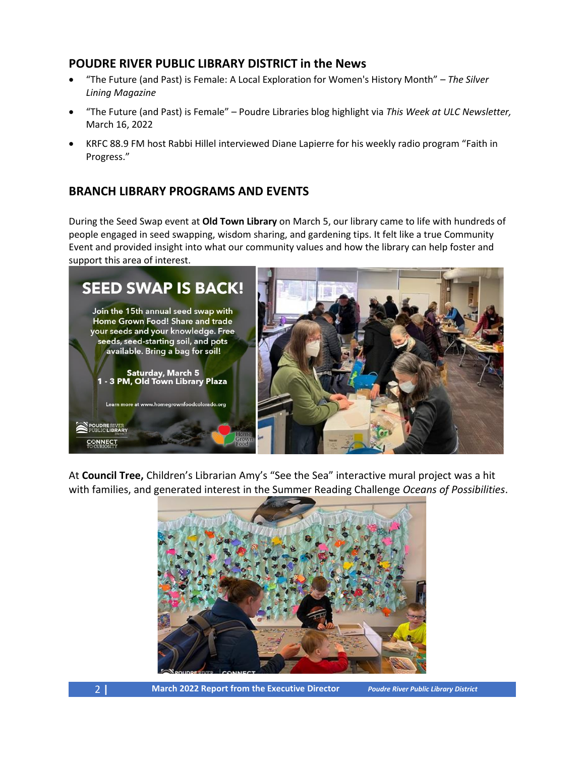## POUDRE RIVER PUBLIC LIBRARY DISTRICT in the News

- "The Future (and Past) is Female: A Local Exploration for Women's History Month" – *The Silver Lining Magazine*
- "The Future (and Past) is Female" – Poudre Libraries blog highlight via *This Week at ULC Newsletter,* March 16, 2022
- KRFC 88.9 FM host Rabbi Hillel interviewed Diane Lapierre for his weekly radio program "Faith in Progress."

## BRANCH LIBRARY PROGRAMS AND EVENTS

During the Seed Swap event at **Old Town Library** on March 5, our library came to life with hundreds of people engaged in seed swapping, wisdom sharing, and gardening tips. It felt like a true Community Event and provided insight into what our community values and how the library can help foster and support this area of interest.

At **Council Tree,** Children's Librarian Amy's "See the Sea" interactive mural project was a hit with families, and generated interest in the Summer Reading Challenge *Oceans of Possibilities*.